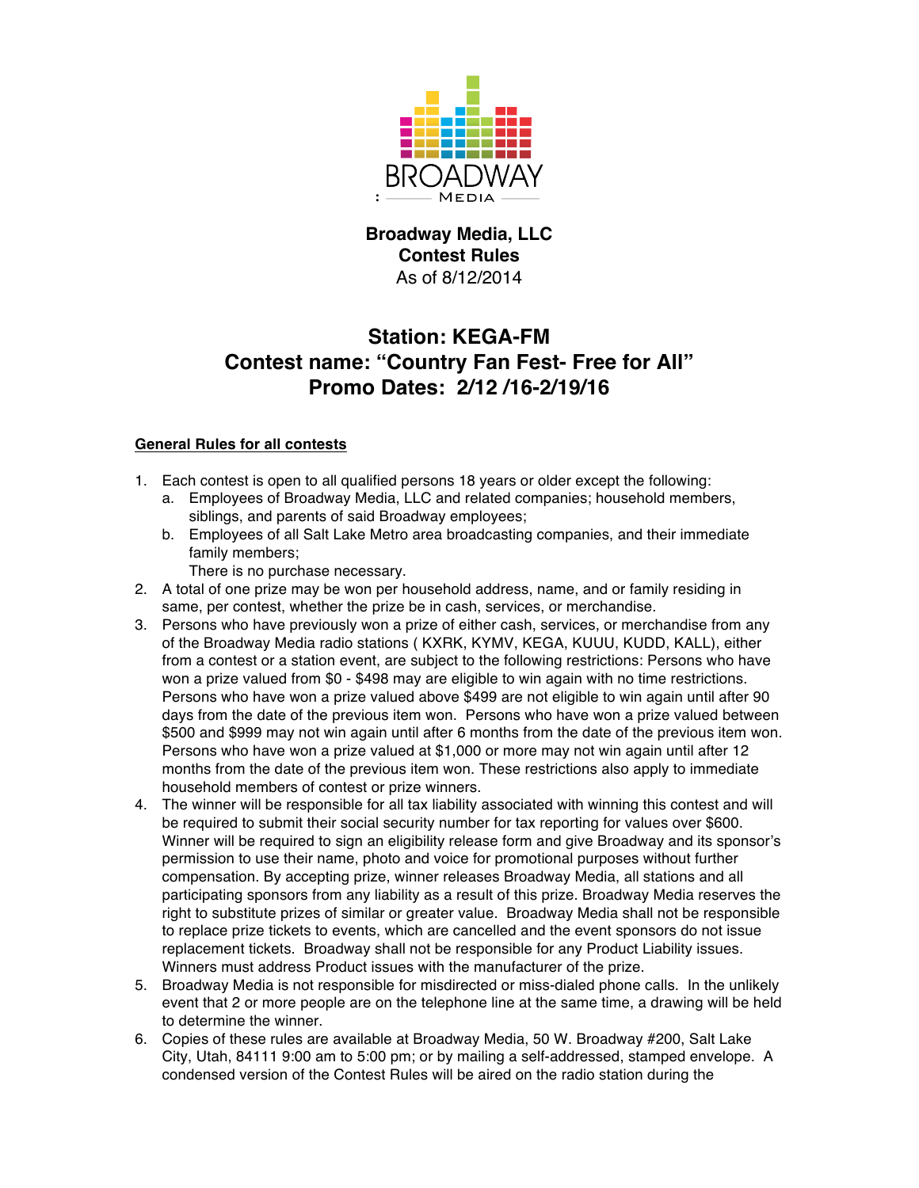BROADWAY

MEDIA

**Broadway Media, LLC**
**Contest Rules**
As of 8/12/2014

## Station: KEGA-FM
## Contest name: "Country Fan Fest- Free for All"
## Promo Dates: 2/12 /16-2/19/16

**General Rules for all contests**

1. Each contest is open to all qualified persons 18 years or older except the following:
   a. Employees of Broadway Media, LLC and related companies; household members, siblings, and parents of said Broadway employees;
   b. Employees of all Salt Lake Metro area broadcasting companies, and their immediate family members;
   
   There is no purchase necessary.
2. A total of one prize may be won per household address, name, and or family residing in same, per contest, whether the prize be in cash, services, or merchandise.
3. Persons who have previously won a prize of either cash, services, or merchandise from any of the Broadway Media radio stations ( KXRK, KYMV, KEGA, KUUU, KUDD, KALL), either from a contest or a station event, are subject to the following restrictions: Persons who have won a prize valued from $0 - $498 may are eligible to win again with no time restrictions. Persons who have won a prize valued above $499 are not eligible to win again until after 90 days from the date of the previous item won. Persons who have won a prize valued between $500 and $999 may not win again until after 6 months from the date of the previous item won. Persons who have won a prize valued at $1,000 or more may not win again until after 12 months from the date of the previous item won. These restrictions also apply to immediate household members of contest or prize winners.
4. The winner will be responsible for all tax liability associated with winning this contest and will be required to submit their social security number for tax reporting for values over $600. Winner will be required to sign an eligibility release form and give Broadway and its sponsor's permission to use their name, photo and voice for promotional purposes without further compensation. By accepting prize, winner releases Broadway Media, all stations and all participating sponsors from any liability as a result of this prize. Broadway Media reserves the right to substitute prizes of similar or greater value. Broadway Media shall not be responsible to replace prize tickets to events, which are cancelled and the event sponsors do not issue replacement tickets. Broadway shall not be responsible for any Product Liability issues. Winners must address Product issues with the manufacturer of the prize.
5. Broadway Media is not responsible for misdirected or miss-dialed phone calls. In the unlikely event that 2 or more people are on the telephone line at the same time, a drawing will be held to determine the winner.
6. Copies of these rules are available at Broadway Media, 50 W. Broadway #200, Salt Lake City, Utah, 84111 9:00 am to 5:00 pm; or by mailing a self-addressed, stamped envelope. A condensed version of the Contest Rules will be aired on the radio station during the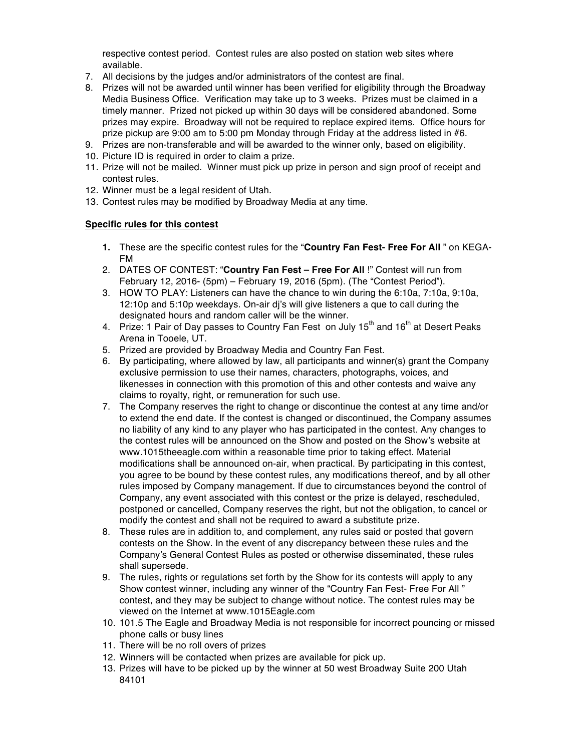respective contest period. Contest rules are also posted on station web sites where available.

7. All decisions by the judges and/or administrators of the contest are final.
8. Prizes will not be awarded until winner has been verified for eligibility through the Broadway Media Business Office. Verification may take up to 3 weeks. Prizes must be claimed in a timely manner. Prized not picked up within 30 days will be considered abandoned. Some prizes may expire. Broadway will not be required to replace expired items. Office hours for prize pickup are 9:00 am to 5:00 pm Monday through Friday at the address listed in #6.
9. Prizes are non-transferable and will be awarded to the winner only, based on eligibility.
10. Picture ID is required in order to claim a prize.
11. Prize will not be mailed. Winner must pick up prize in person and sign proof of receipt and contest rules.
12. Winner must be a legal resident of Utah.
13. Contest rules may be modified by Broadway Media at any time.

**Specific rules for this contest**

1. These are the specific contest rules for the "**Country Fan Fest- Free For All** " on KEGA-FM
2. DATES OF CONTEST: "**Country Fan Fest – Free For All** !" Contest will run from February 12, 2016- (5pm) – February 19, 2016 (5pm). (The "Contest Period").
3. HOW TO PLAY: Listeners can have the chance to win during the 6:10a, 7:10a, 9:10a, 12:10p and 5:10p weekdays. On-air dj's will give listeners a que to call during the designated hours and random caller will be the winner.
4. Prize: 1 Pair of Day passes to Country Fan Fest on July 15th and 16th at Desert Peaks Arena in Tooele, UT.
5. Prized are provided by Broadway Media and Country Fan Fest.
6. By participating, where allowed by law, all participants and winner(s) grant the Company exclusive permission to use their names, characters, photographs, voices, and likenesses in connection with this promotion of this and other contests and waive any claims to royalty, right, or remuneration for such use.
7. The Company reserves the right to change or discontinue the contest at any time and/or to extend the end date. If the contest is changed or discontinued, the Company assumes no liability of any kind to any player who has participated in the contest. Any changes to the contest rules will be announced on the Show and posted on the Show's website at www.1015theeagle.com within a reasonable time prior to taking effect. Material modifications shall be announced on-air, when practical. By participating in this contest, you agree to be bound by these contest rules, any modifications thereof, and by all other rules imposed by Company management. If due to circumstances beyond the control of Company, any event associated with this contest or the prize is delayed, rescheduled, postponed or cancelled, Company reserves the right, but not the obligation, to cancel or modify the contest and shall not be required to award a substitute prize.
8. These rules are in addition to, and complement, any rules said or posted that govern contests on the Show. In the event of any discrepancy between these rules and the Company's General Contest Rules as posted or otherwise disseminated, these rules shall supersede.
9. The rules, rights or regulations set forth by the Show for its contests will apply to any Show contest winner, including any winner of the "Country Fan Fest- Free For All " contest, and they may be subject to change without notice. The contest rules may be viewed on the Internet at www.1015Eagle.com
10. 101.5 The Eagle and Broadway Media is not responsible for incorrect pouncing or missed phone calls or busy lines
11. There will be no roll overs of prizes
12. Winners will be contacted when prizes are available for pick up.
13. Prizes will have to be picked up by the winner at 50 west Broadway Suite 200 Utah 84101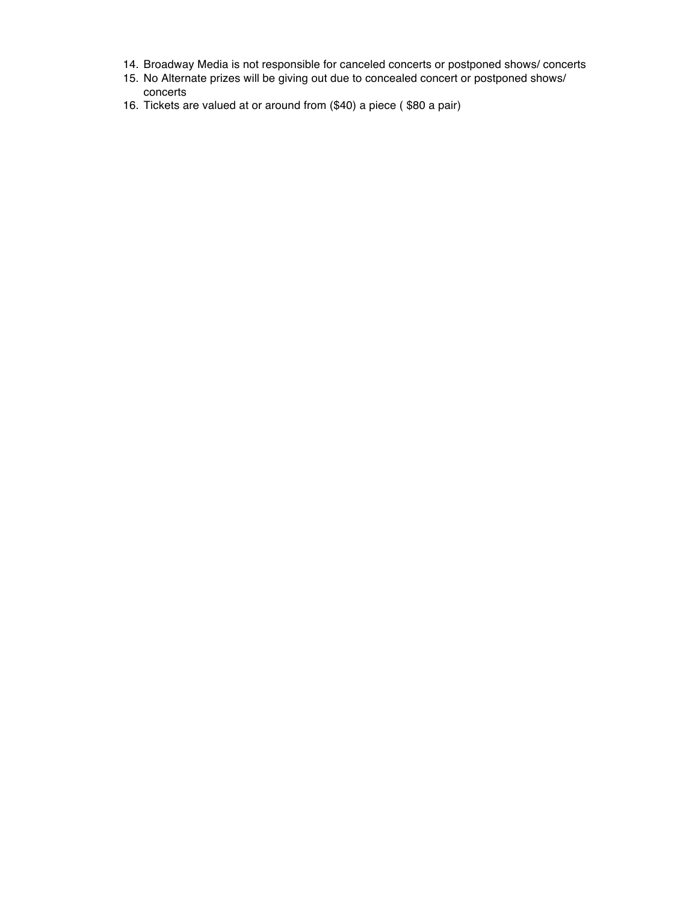14. Broadway Media is not responsible for canceled concerts or postponed shows/ concerts
15. No Alternate prizes will be giving out due to concealed concert or postponed shows/ concerts
16. Tickets are valued at or around from ($40) a piece ( $80 a pair)